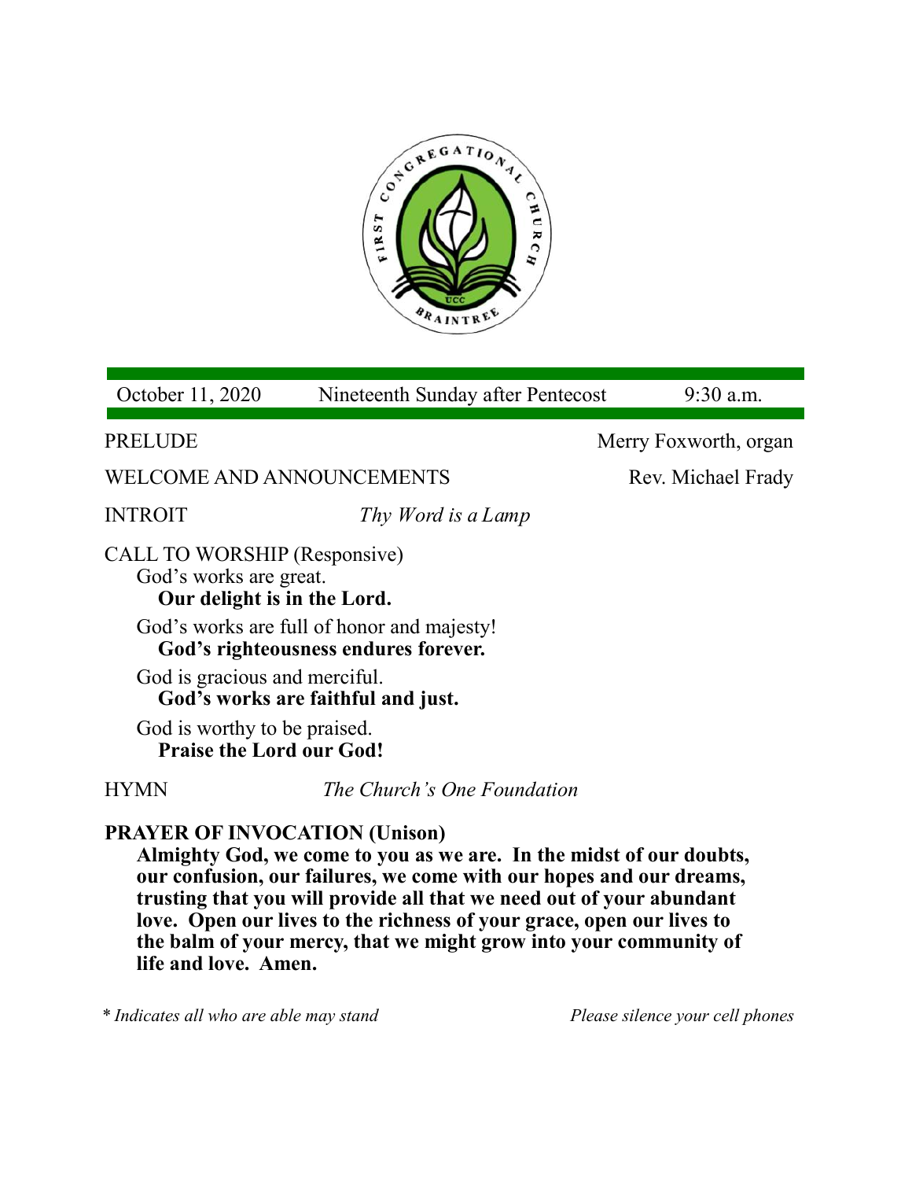October 11, 2020 Nineteenth Sunday after Pentecost 9:30 a.m.

PRELUDE Merry Foxworth, organ

WELCOME AND ANNOUNCEMENTS Rev. Michael Frady

INTROIT *Thy Word is a Lamp*

CALL TO WORSHIP (Responsive)

God's works are great.
**Our delight is in the Lord.**

God's works are full of honor and majesty!
**God's righteousness endures forever.**

God is gracious and merciful.
**God's works are faithful and just.**

God is worthy to be praised.
**Praise the Lord our God!**

HYMN *The Church's One Foundation*

**PRAYER OF INVOCATION (Unison)**

**Almighty God, we come to you as we are. In the midst of our doubts, our confusion, our failures, we come with our hopes and our dreams, trusting that you will provide all that we need out of your abundant love. Open our lives to the richness of your grace, open our lives to the balm of your mercy, that we might grow into your community of life and love. Amen.**

\* *Indicates all who are able may stand* *Please silence your cell phones*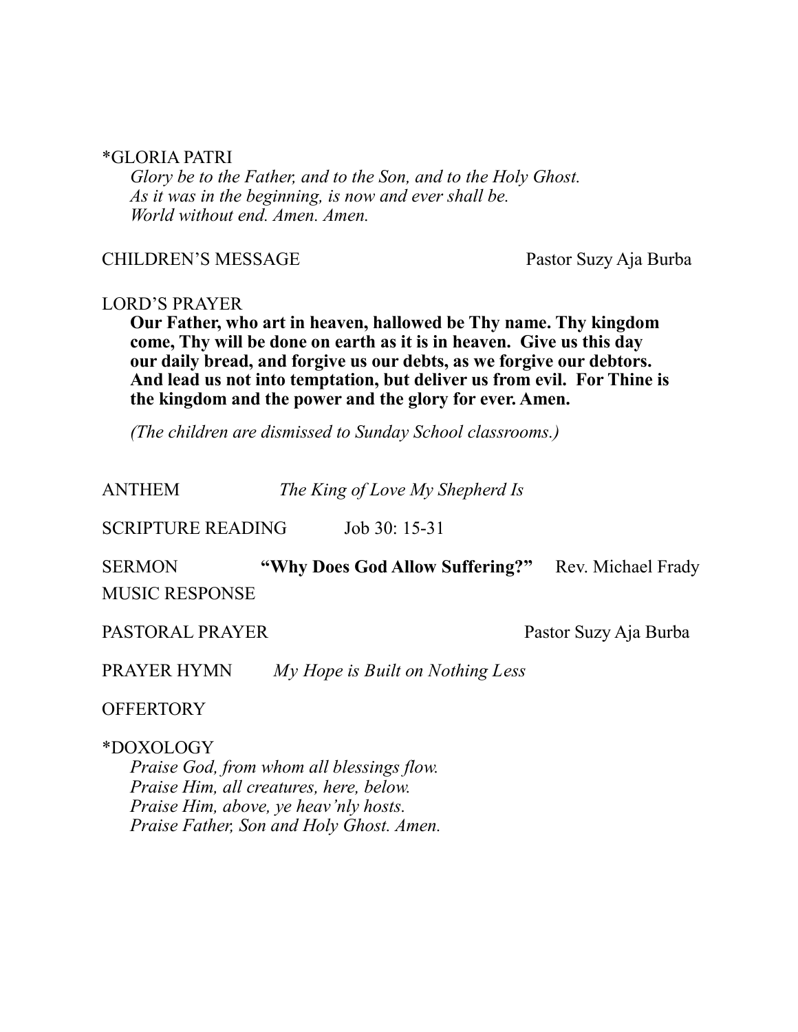*GLORIA PATRI

*Glory be to the Father, and to the Son, and to the Holy Ghost.*
*As it was in the beginning, is now and ever shall be.*
*World without end. Amen. Amen.*

CHILDREN'S MESSAGE — Pastor Suzy Aja Burba

LORD'S PRAYER

**Our Father, who art in heaven, hallowed be Thy name. Thy kingdom come, Thy will be done on earth as it is in heaven. Give us this day our daily bread, and forgive us our debts, as we forgive our debtors. And lead us not into temptation, but deliver us from evil. For Thine is the kingdom and the power and the glory for ever. Amen.**

*(The children are dismissed to Sunday School classrooms.)*

ANTHEM — *The King of Love My Shepherd Is*

SCRIPTURE READING — Job 30: 15-31

SERMON — **"Why Does God Allow Suffering?"** — Rev. Michael Frady

MUSIC RESPONSE

PASTORAL PRAYER — Pastor Suzy Aja Burba

PRAYER HYMN — *My Hope is Built on Nothing Less*

OFFERTORY

*DOXOLOGY

*Praise God, from whom all blessings flow.*
*Praise Him, all creatures, here, below.*
*Praise Him, above, ye heav'nly hosts.*
*Praise Father, Son and Holy Ghost. Amen.*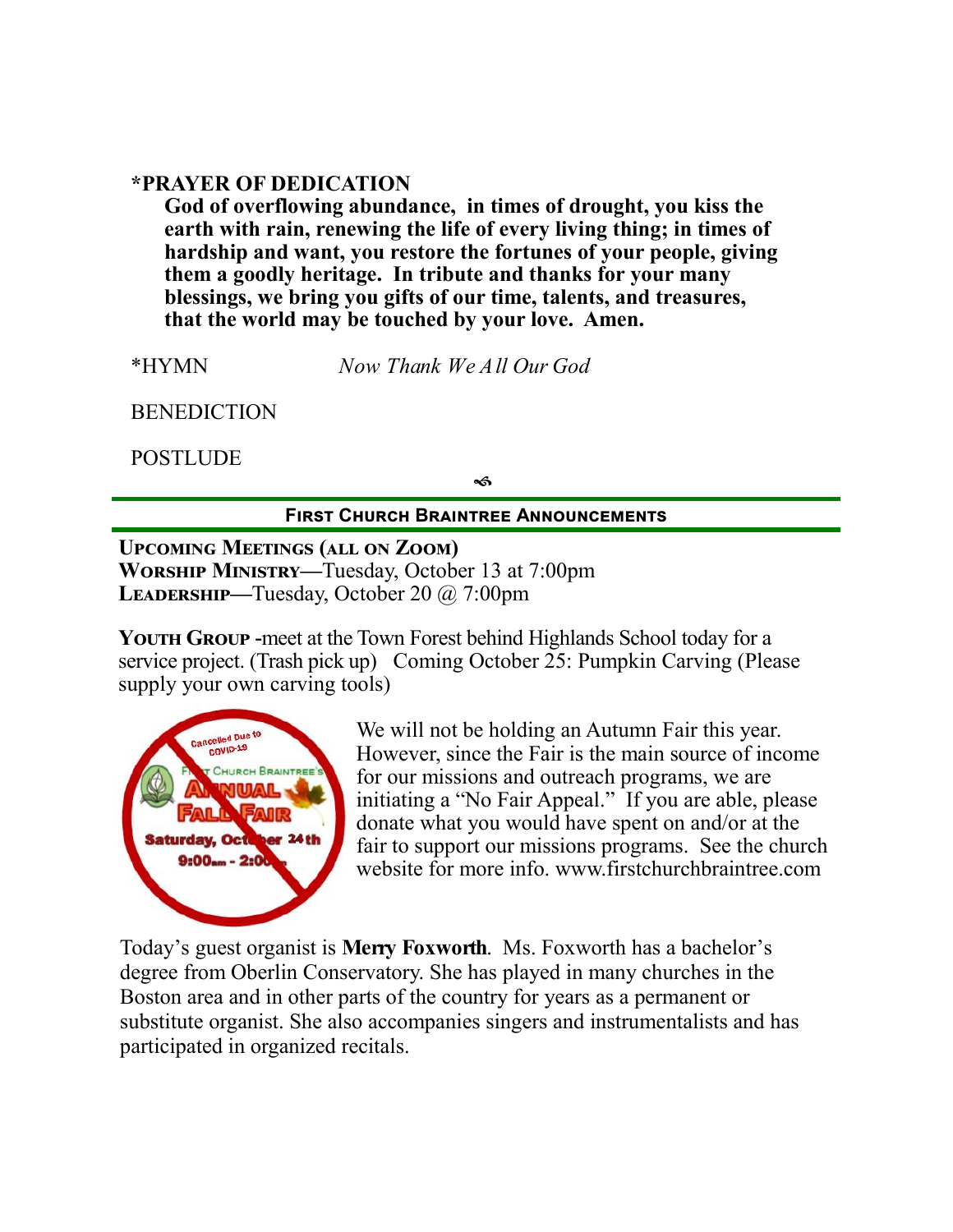**\*PRAYER OF DEDICATION**

**God of overflowing abundance, in times of drought, you kiss the earth with rain, renewing the life of every living thing; in times of hardship and want, you restore the fortunes of your people, giving them a goodly heritage. In tribute and thanks for your many blessings, we bring you gifts of our time, talents, and treasures, that the world may be touched by your love. Amen.**

\*HYMN *Now Thank We All Our God*

BENEDICTION

POSTLUDE

---

## First Church Braintree Announcements

**Upcoming Meetings (all on Zoom)**
**Worship Ministry**—Tuesday, October 13 at 7:00pm
**Leadership**—Tuesday, October 20 @ 7:00pm

**Youth Group** -meet at the Town Forest behind Highlands School today for a service project. (Trash pick up) Coming October 25: Pumpkin Carving (Please supply your own carving tools)

We will not be holding an Autumn Fair this year. However, since the Fair is the main source of income for our missions and outreach programs, we are initiating a "No Fair Appeal." If you are able, please donate what you would have spent on and/or at the fair to support our missions programs. See the church website for more info. www.firstchurchbraintree.com

Today's guest organist is **Merry Foxworth**. Ms. Foxworth has a bachelor's degree from Oberlin Conservatory. She has played in many churches in the Boston area and in other parts of the country for years as a permanent or substitute organist. She also accompanies singers and instrumentalists and has participated in organized recitals.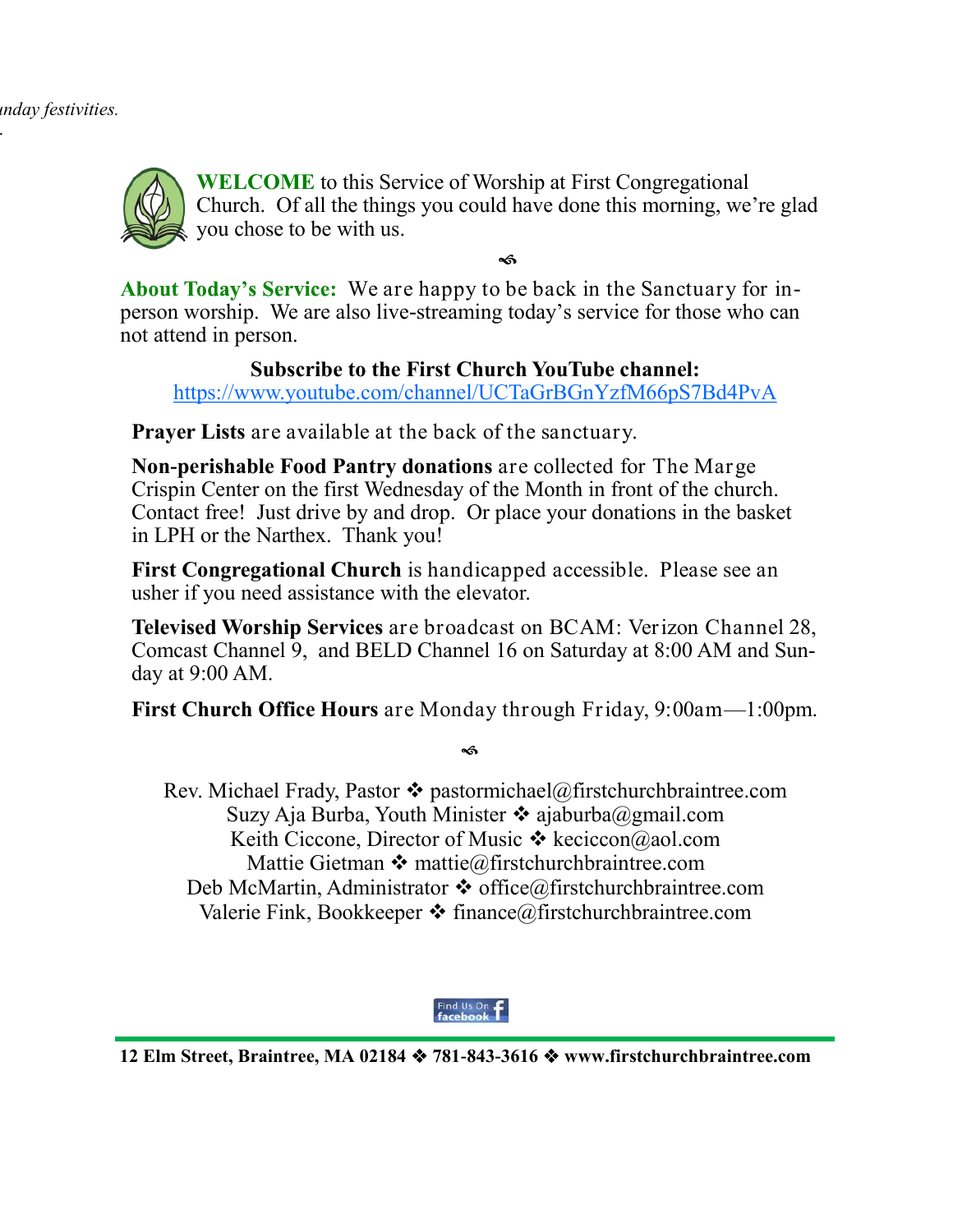*unday festivities.*

**WELCOME** to this Service of Worship at First Congregational Church. Of all the things you could have done this morning, we're glad you chose to be with us.

**About Today's Service:** We are happy to be back in the Sanctuary for in-person worship. We are also live-streaming today's service for those who can not attend in person.

**Subscribe to the First Church YouTube channel:**
https://www.youtube.com/channel/UCTaGrBGnYzfM66pS7Bd4PvA

**Prayer Lists** are available at the back of the sanctuary.

**Non-perishable Food Pantry donations** are collected for The Marge Crispin Center on the first Wednesday of the Month in front of the church. Contact free! Just drive by and drop. Or place your donations in the basket in LPH or the Narthex. Thank you!

**First Congregational Church** is handicapped accessible. Please see an usher if you need assistance with the elevator.

**Televised Worship Services** are broadcast on BCAM: Verizon Channel 28, Comcast Channel 9, and BELD Channel 16 on Saturday at 8:00 AM and Sunday at 9:00 AM.

**First Church Office Hours** are Monday through Friday, 9:00am—1:00pm.

Rev. Michael Frady, Pastor ❖ pastormichael@firstchurchbraintree.com
Suzy Aja Burba, Youth Minister ❖ ajaburba@gmail.com
Keith Ciccone, Director of Music ❖ keciccon@aol.com
Mattie Gietman ❖ mattie@firstchurchbraintree.com
Deb McMartin, Administrator ❖ office@firstchurchbraintree.com
Valerie Fink, Bookkeeper ❖ finance@firstchurchbraintree.com

Find Us On facebook

**12 Elm Street, Braintree, MA 02184 ❖ 781-843-3616 ❖ www.firstchurchbraintree.com**